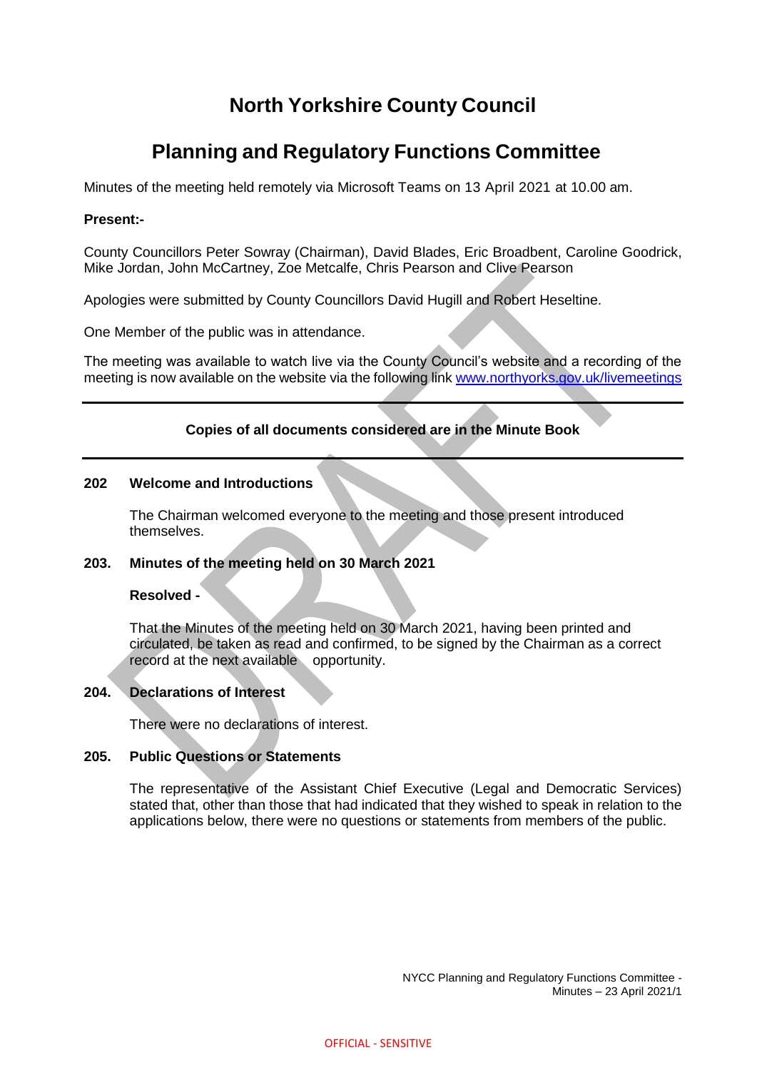# North Yorkshire County Council

## Planning and Regulatory Functions Committee

Minutes of the meeting held remotely via Microsoft Teams on 13 April 2021 at 10.00 am.

**Present:-**

County Councillors Peter Sowray (Chairman), David Blades, Eric Broadbent, Caroline Goodrick, Mike Jordan, John McCartney, Zoe Metcalfe, Chris Pearson and Clive Pearson

Apologies were submitted by County Councillors David Hugill and Robert Heseltine.

One Member of the public was in attendance.

The meeting was available to watch live via the County Council's website and a recording of the meeting is now available on the website via the following link www.northyorks.gov.uk/livemeetings

---

**Copies of all documents considered are in the Minute Book**

---

**202 Welcome and Introductions**

The Chairman welcomed everyone to the meeting and those present introduced themselves.

**203. Minutes of the meeting held on 30 March 2021**

**Resolved -**

That the Minutes of the meeting held on 30 March 2021, having been printed and circulated, be taken as read and confirmed, to be signed by the Chairman as a correct record at the next available opportunity.

**204. Declarations of Interest**

There were no declarations of interest.

**205. Public Questions or Statements**

The representative of the Assistant Chief Executive (Legal and Democratic Services) stated that, other than those that had indicated that they wished to speak in relation to the applications below, there were no questions or statements from members of the public.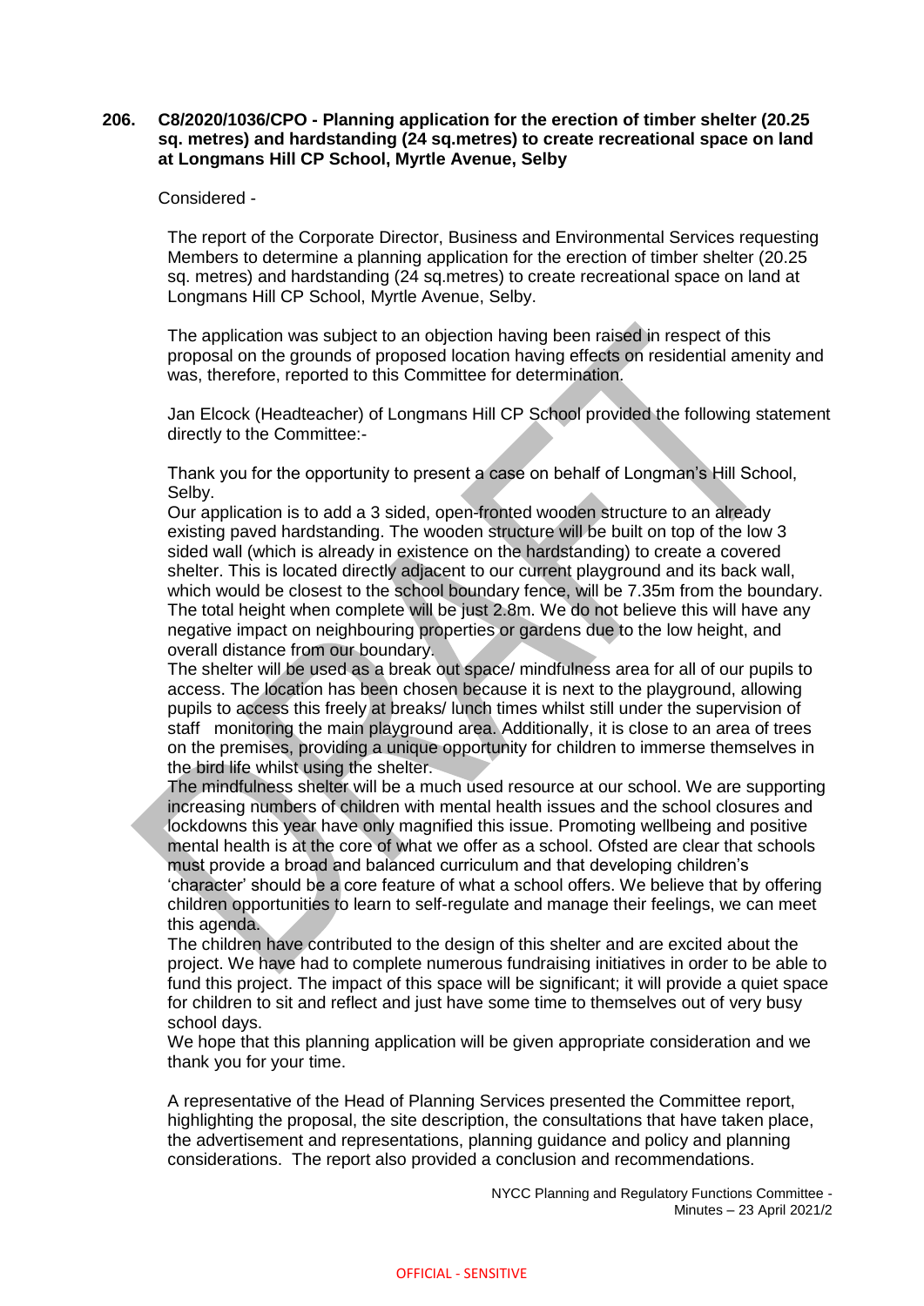**206. C8/2020/1036/CPO - Planning application for the erection of timber shelter (20.25 sq. metres) and hardstanding (24 sq.metres) to create recreational space on land at Longmans Hill CP School, Myrtle Avenue, Selby**

Considered -

The report of the Corporate Director, Business and Environmental Services requesting Members to determine a planning application for the erection of timber shelter (20.25 sq. metres) and hardstanding (24 sq.metres) to create recreational space on land at Longmans Hill CP School, Myrtle Avenue, Selby.

The application was subject to an objection having been raised in respect of this proposal on the grounds of proposed location having effects on residential amenity and was, therefore, reported to this Committee for determination.

Jan Elcock (Headteacher) of Longmans Hill CP School provided the following statement directly to the Committee:-

Thank you for the opportunity to present a case on behalf of Longman's Hill School, Selby.

Our application is to add a 3 sided, open-fronted wooden structure to an already existing paved hardstanding. The wooden structure will be built on top of the low 3 sided wall (which is already in existence on the hardstanding) to create a covered shelter. This is located directly adjacent to our current playground and its back wall, which would be closest to the school boundary fence, will be 7.35m from the boundary. The total height when complete will be just 2.8m. We do not believe this will have any negative impact on neighbouring properties or gardens due to the low height, and overall distance from our boundary.

The shelter will be used as a break out space/ mindfulness area for all of our pupils to access. The location has been chosen because it is next to the playground, allowing pupils to access this freely at breaks/ lunch times whilst still under the supervision of staff monitoring the main playground area. Additionally, it is close to an area of trees on the premises, providing a unique opportunity for children to immerse themselves in the bird life whilst using the shelter.

The mindfulness shelter will be a much used resource at our school. We are supporting increasing numbers of children with mental health issues and the school closures and lockdowns this year have only magnified this issue. Promoting wellbeing and positive mental health is at the core of what we offer as a school. Ofsted are clear that schools must provide a broad and balanced curriculum and that developing children's 'character' should be a core feature of what a school offers. We believe that by offering children opportunities to learn to self-regulate and manage their feelings, we can meet this agenda.

The children have contributed to the design of this shelter and are excited about the project. We have had to complete numerous fundraising initiatives in order to be able to fund this project. The impact of this space will be significant; it will provide a quiet space for children to sit and reflect and just have some time to themselves out of very busy school days.

We hope that this planning application will be given appropriate consideration and we thank you for your time.

A representative of the Head of Planning Services presented the Committee report, highlighting the proposal, the site description, the consultations that have taken place, the advertisement and representations, planning guidance and policy and planning considerations. The report also provided a conclusion and recommendations.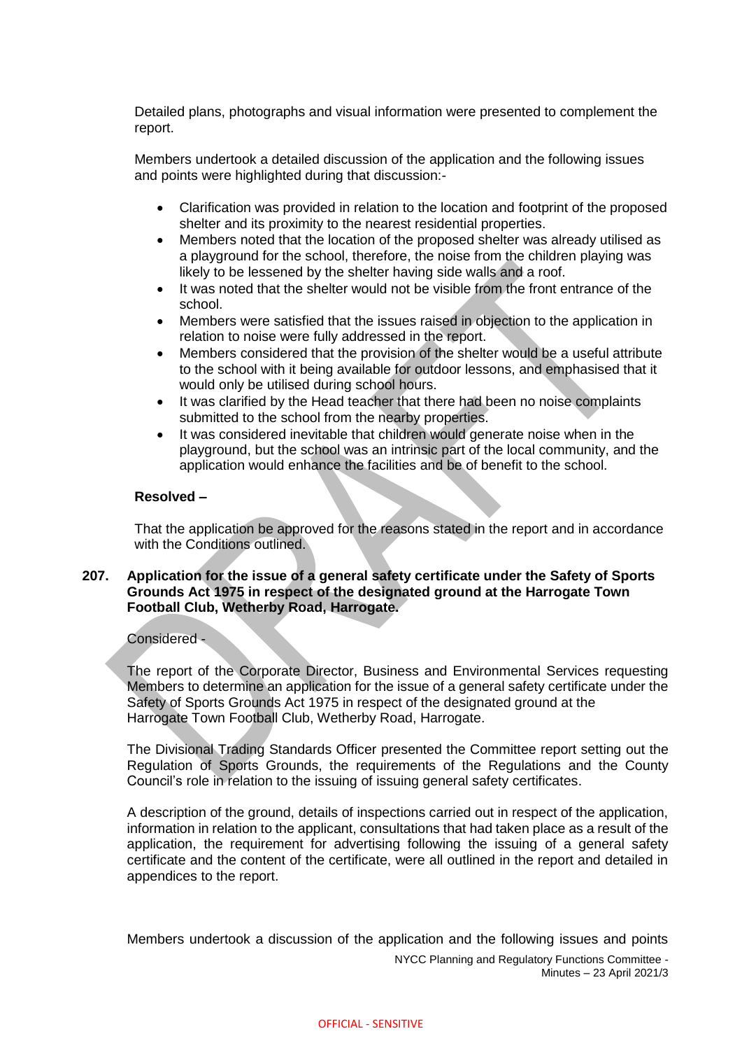Detailed plans, photographs and visual information were presented to complement the report.

Members undertook a detailed discussion of the application and the following issues and points were highlighted during that discussion:-

- Clarification was provided in relation to the location and footprint of the proposed shelter and its proximity to the nearest residential properties.
- Members noted that the location of the proposed shelter was already utilised as a playground for the school, therefore, the noise from the children playing was likely to be lessened by the shelter having side walls and a roof.
- It was noted that the shelter would not be visible from the front entrance of the school.
- Members were satisfied that the issues raised in objection to the application in relation to noise were fully addressed in the report.
- Members considered that the provision of the shelter would be a useful attribute to the school with it being available for outdoor lessons, and emphasised that it would only be utilised during school hours.
- It was clarified by the Head teacher that there had been no noise complaints submitted to the school from the nearby properties.
- It was considered inevitable that children would generate noise when in the playground, but the school was an intrinsic part of the local community, and the application would enhance the facilities and be of benefit to the school.

**Resolved –**

That the application be approved for the reasons stated in the report and in accordance with the Conditions outlined.

**207. Application for the issue of a general safety certificate under the Safety of Sports Grounds Act 1975 in respect of the designated ground at the Harrogate Town Football Club, Wetherby Road, Harrogate.**

Considered -

The report of the Corporate Director, Business and Environmental Services requesting Members to determine an application for the issue of a general safety certificate under the Safety of Sports Grounds Act 1975 in respect of the designated ground at the Harrogate Town Football Club, Wetherby Road, Harrogate.

The Divisional Trading Standards Officer presented the Committee report setting out the Regulation of Sports Grounds, the requirements of the Regulations and the County Council's role in relation to the issuing of issuing general safety certificates.

A description of the ground, details of inspections carried out in respect of the application, information in relation to the applicant, consultations that had taken place as a result of the application, the requirement for advertising following the issuing of a general safety certificate and the content of the certificate, were all outlined in the report and detailed in appendices to the report.

Members undertook a discussion of the application and the following issues and points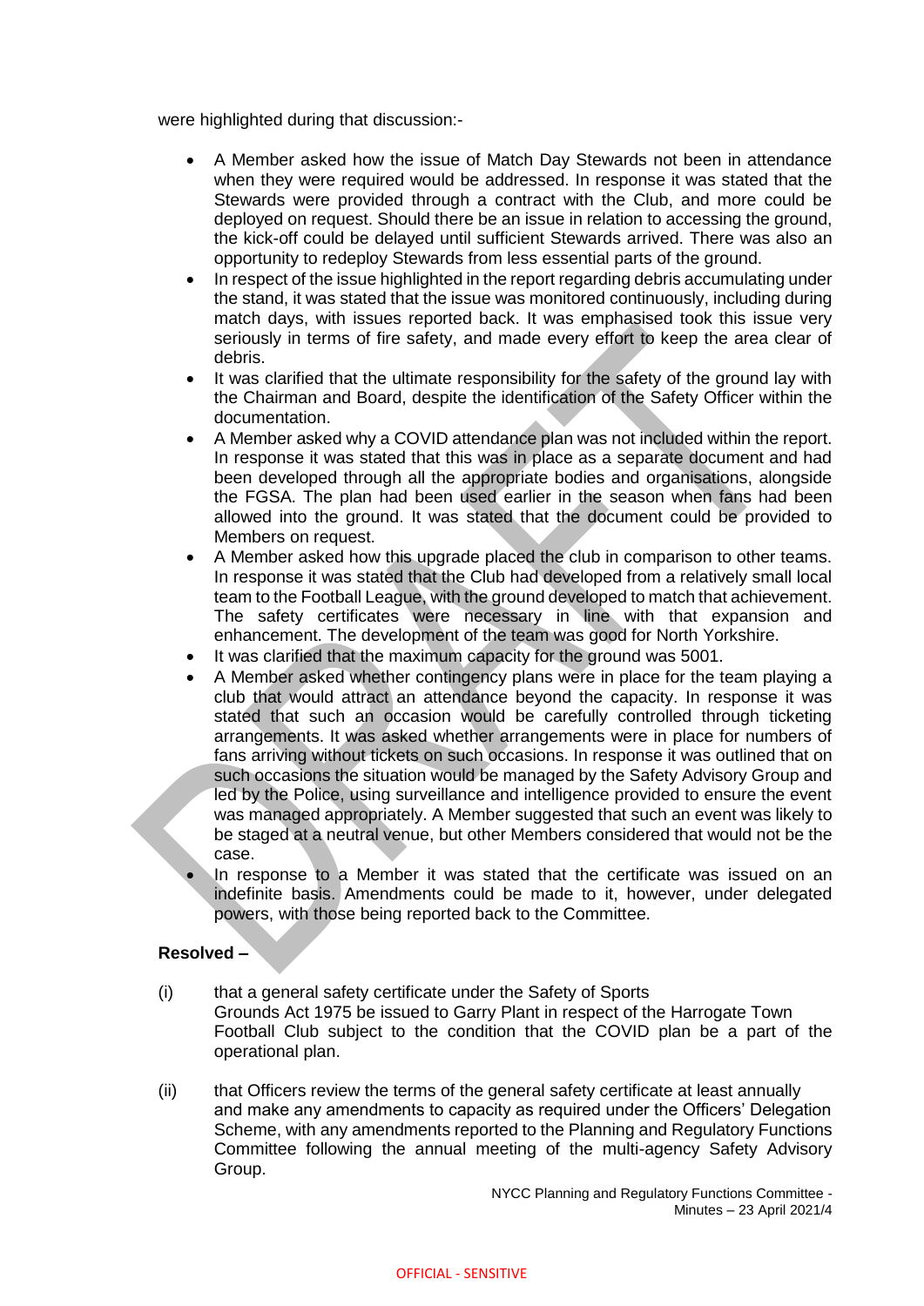were highlighted during that discussion:-

- A Member asked how the issue of Match Day Stewards not been in attendance when they were required would be addressed. In response it was stated that the Stewards were provided through a contract with the Club, and more could be deployed on request. Should there be an issue in relation to accessing the ground, the kick-off could be delayed until sufficient Stewards arrived. There was also an opportunity to redeploy Stewards from less essential parts of the ground.
- In respect of the issue highlighted in the report regarding debris accumulating under the stand, it was stated that the issue was monitored continuously, including during match days, with issues reported back. It was emphasised took this issue very seriously in terms of fire safety, and made every effort to keep the area clear of debris.
- It was clarified that the ultimate responsibility for the safety of the ground lay with the Chairman and Board, despite the identification of the Safety Officer within the documentation.
- A Member asked why a COVID attendance plan was not included within the report. In response it was stated that this was in place as a separate document and had been developed through all the appropriate bodies and organisations, alongside the FGSA. The plan had been used earlier in the season when fans had been allowed into the ground. It was stated that the document could be provided to Members on request.
- A Member asked how this upgrade placed the club in comparison to other teams. In response it was stated that the Club had developed from a relatively small local team to the Football League, with the ground developed to match that achievement. The safety certificates were necessary in line with that expansion and enhancement. The development of the team was good for North Yorkshire.
- It was clarified that the maximum capacity for the ground was 5001.
- A Member asked whether contingency plans were in place for the team playing a club that would attract an attendance beyond the capacity. In response it was stated that such an occasion would be carefully controlled through ticketing arrangements. It was asked whether arrangements were in place for numbers of fans arriving without tickets on such occasions. In response it was outlined that on such occasions the situation would be managed by the Safety Advisory Group and led by the Police, using surveillance and intelligence provided to ensure the event was managed appropriately. A Member suggested that such an event was likely to be staged at a neutral venue, but other Members considered that would not be the case.
- In response to a Member it was stated that the certificate was issued on an indefinite basis. Amendments could be made to it, however, under delegated powers, with those being reported back to the Committee.

**Resolved –**

(i) that a general safety certificate under the Safety of Sports Grounds Act 1975 be issued to Garry Plant in respect of the Harrogate Town Football Club subject to the condition that the COVID plan be a part of the operational plan.

(ii) that Officers review the terms of the general safety certificate at least annually and make any amendments to capacity as required under the Officers' Delegation Scheme, with any amendments reported to the Planning and Regulatory Functions Committee following the annual meeting of the multi-agency Safety Advisory Group.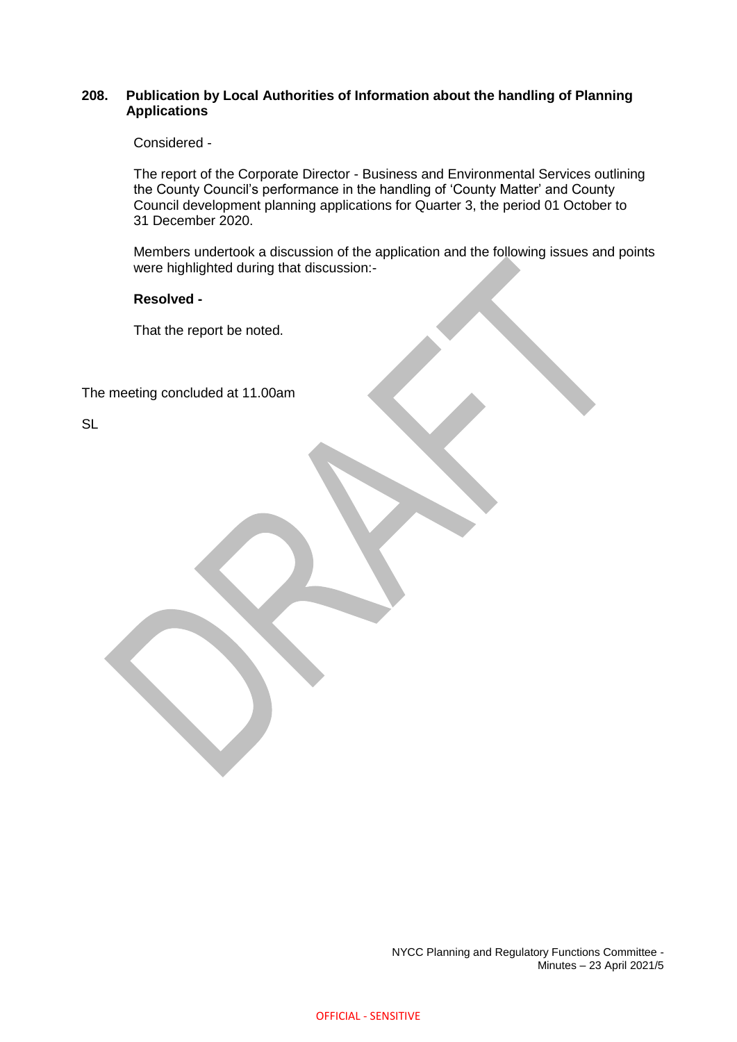**208. Publication by Local Authorities of Information about the handling of Planning Applications**

Considered -

The report of the Corporate Director - Business and Environmental Services outlining the County Council's performance in the handling of 'County Matter' and County Council development planning applications for Quarter 3, the period 01 October to 31 December 2020.

Members undertook a discussion of the application and the following issues and points were highlighted during that discussion:-

**Resolved -**

That the report be noted.

The meeting concluded at 11.00am

SL